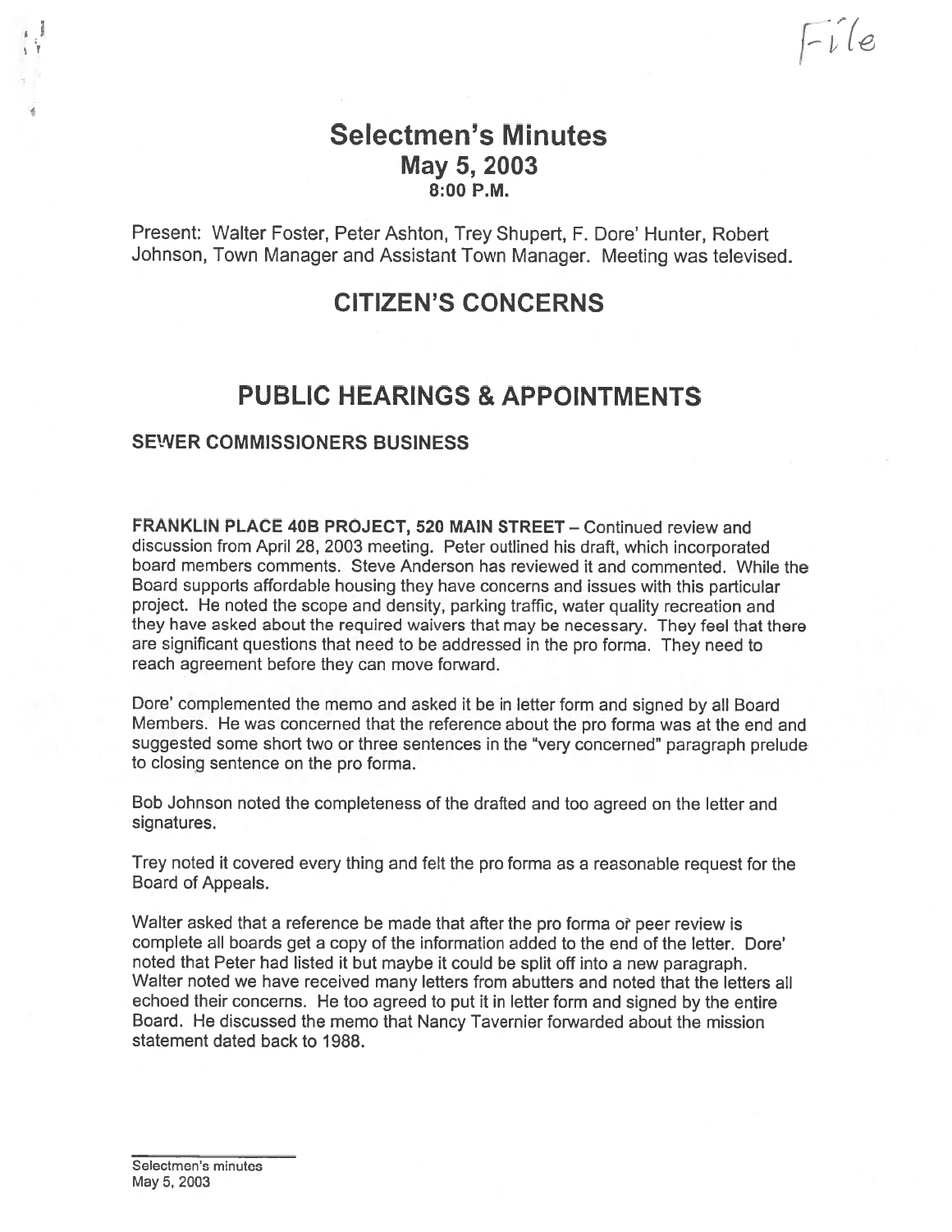File

# Selectmen's Minutes
## May 5, 2003
### 8:00 P.M.

Present: Walter Foster, Peter Ashton, Trey Shupert, F. Dore' Hunter, Robert Johnson, Town Manager and Assistant Town Manager. Meeting was televised.

## CITIZEN'S CONCERNS

## PUBLIC HEARINGS & APPOINTMENTS

### SEWER COMMISSIONERS BUSINESS

**FRANKLIN PLACE 40B PROJECT, 520 MAIN STREET** – Continued review and discussion from April 28, 2003 meeting. Peter outlined his draft, which incorporated board members comments. Steve Anderson has reviewed it and commented. While the Board supports affordable housing they have concerns and issues with this particular project. He noted the scope and density, parking traffic, water quality recreation and they have asked about the required waivers that may be necessary. They feel that there are significant questions that need to be addressed in the pro forma. They need to reach agreement before they can move forward.

Dore' complemented the memo and asked it be in letter form and signed by all Board Members. He was concerned that the reference about the pro forma was at the end and suggested some short two or three sentences in the "very concerned" paragraph prelude to closing sentence on the pro forma.

Bob Johnson noted the completeness of the drafted and too agreed on the letter and signatures.

Trey noted it covered every thing and felt the pro forma as a reasonable request for the Board of Appeals.

Walter asked that a reference be made that after the pro forma or peer review is complete all boards get a copy of the information added to the end of the letter. Dore' noted that Peter had listed it but maybe it could be split off into a new paragraph. Walter noted we have received many letters from abutters and noted that the letters all echoed their concerns. He too agreed to put it in letter form and signed by the entire Board. He discussed the memo that Nancy Tavernier forwarded about the mission statement dated back to 1988.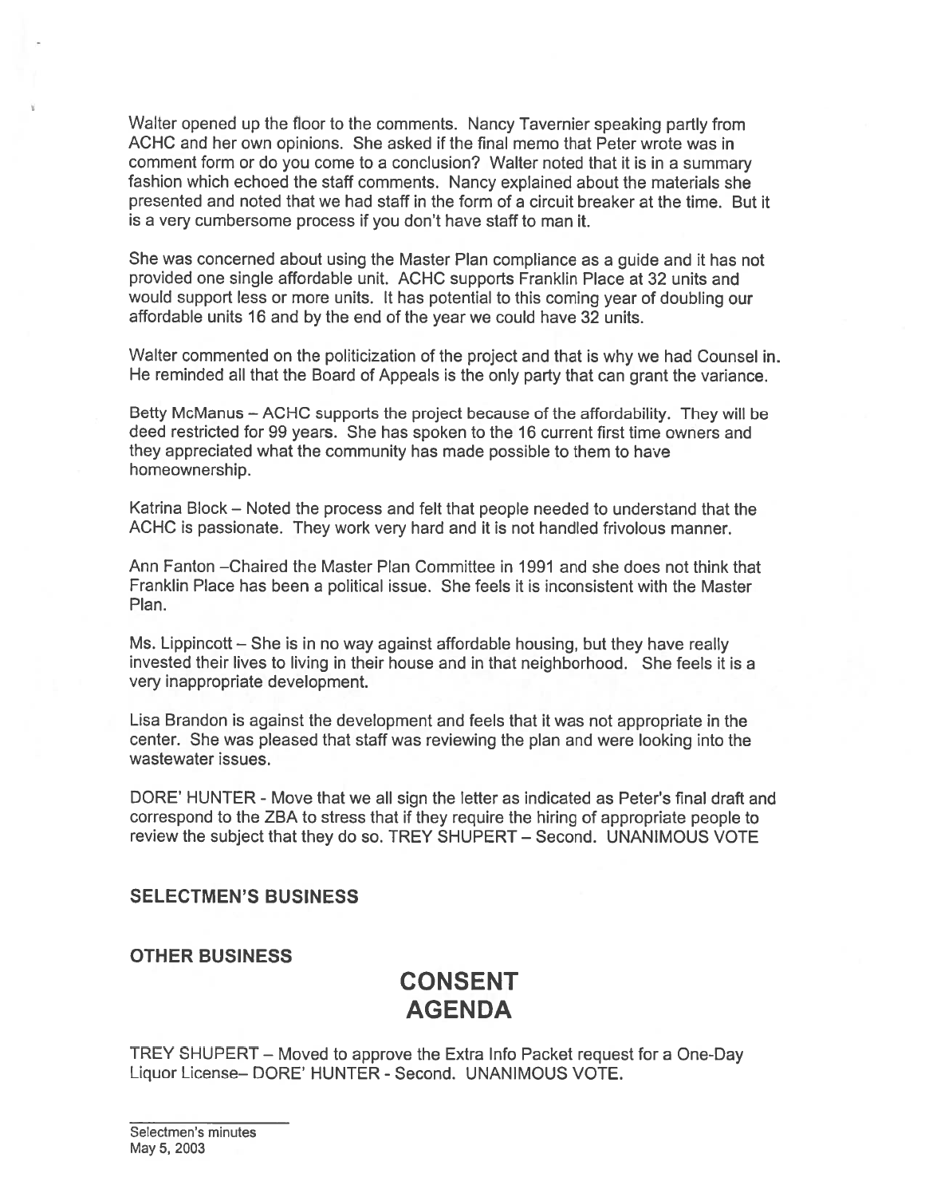Walter opened up the floor to the comments. Nancy Tavernier speaking partly from ACHC and her own opinions. She asked if the final memo that Peter wrote was in comment form or do you come to a conclusion? Walter noted that it is in a summary fashion which echoed the staff comments. Nancy explained about the materials she presented and noted that we had staff in the form of a circuit breaker at the time. But it is a very cumbersome process if you don't have staff to man it.

She was concerned about using the Master Plan compliance as a guide and it has not provided one single affordable unit. ACHC supports Franklin Place at 32 units and would support less or more units. It has potential to this coming year of doubling our affordable units 16 and by the end of the year we could have 32 units.

Walter commented on the politicization of the project and that is why we had Counsel in. He reminded all that the Board of Appeals is the only party that can grant the variance.

Betty McManus – ACHC supports the project because of the affordability. They will be deed restricted for 99 years. She has spoken to the 16 current first time owners and they appreciated what the community has made possible to them to have homeownership.

Katrina Block – Noted the process and felt that people needed to understand that the ACHC is passionate. They work very hard and it is not handled frivolous manner.

Ann Fanton –Chaired the Master Plan Committee in 1991 and she does not think that Franklin Place has been a political issue. She feels it is inconsistent with the Master Plan.

Ms. Lippincott – She is in no way against affordable housing, but they have really invested their lives to living in their house and in that neighborhood. She feels it is a very inappropriate development.

Lisa Brandon is against the development and feels that it was not appropriate in the center. She was pleased that staff was reviewing the plan and were looking into the wastewater issues.

DORE' HUNTER - Move that we all sign the letter as indicated as Peter's final draft and correspond to the ZBA to stress that if they require the hiring of appropriate people to review the subject that they do so. TREY SHUPERT – Second. UNANIMOUS VOTE

## SELECTMEN'S BUSINESS

## OTHER BUSINESS

# CONSENT AGENDA

TREY SHUPERT – Moved to approve the Extra Info Packet request for a One-Day Liquor License– DORE' HUNTER - Second. UNANIMOUS VOTE.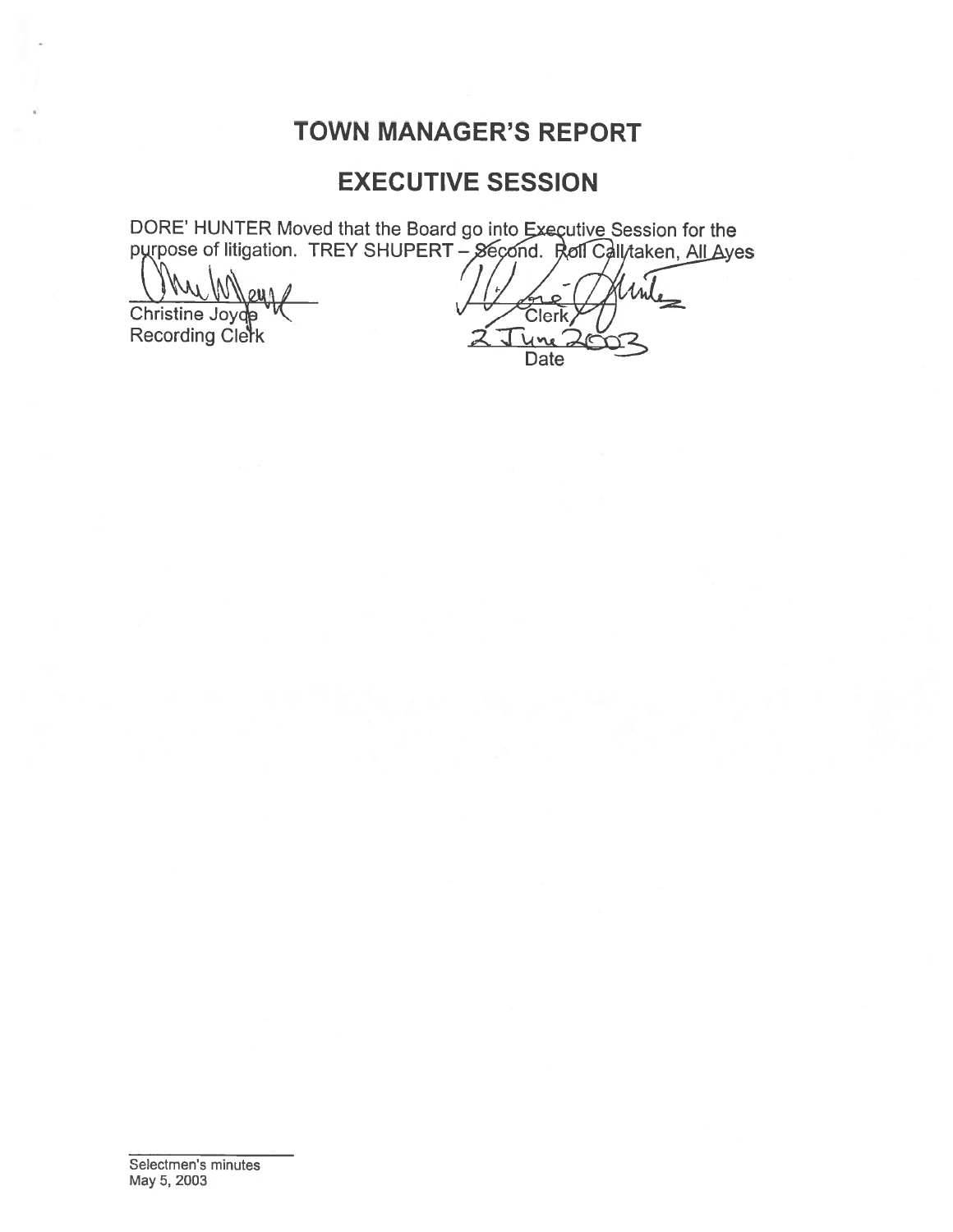## TOWN MANAGER'S REPORT

## EXECUTIVE SESSION

DORE' HUNTER Moved that the Board go into Executive Session for the purpose of litigation. TREY SHUPERT – Second. Roll Call taken, All Ayes

Christine Joyce
Recording Clerk

Clerk

2 June 2003
Date

Selectmen's minutes
May 5, 2003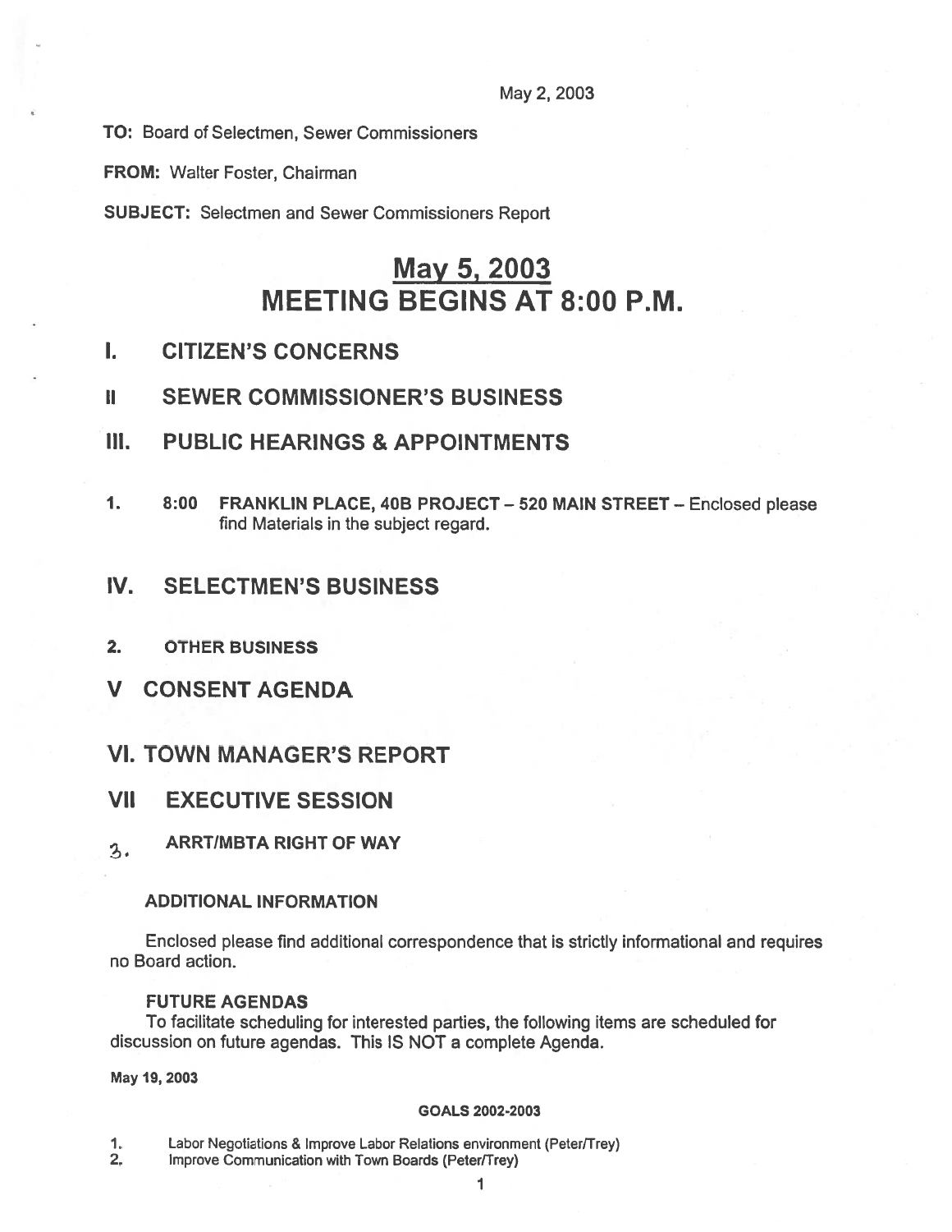May 2, 2003

**TO:** Board of Selectmen, Sewer Commissioners

**FROM:** Walter Foster, Chairman

**SUBJECT:** Selectmen and Sewer Commissioners Report

# May 5, 2003
# MEETING BEGINS AT 8:00 P.M.

## I. CITIZEN'S CONCERNS

## II SEWER COMMISSIONER'S BUSINESS

## III. PUBLIC HEARINGS & APPOINTMENTS

1. 8:00 **FRANKLIN PLACE, 40B PROJECT – 520 MAIN STREET** – Enclosed please find Materials in the subject regard.

## IV. SELECTMEN'S BUSINESS

2. **OTHER BUSINESS**

## V CONSENT AGENDA

## VI. TOWN MANAGER'S REPORT

## VII EXECUTIVE SESSION

3. **ARRT/MBTA RIGHT OF WAY**

**ADDITIONAL INFORMATION**

Enclosed please find additional correspondence that is strictly informational and requires no Board action.

**FUTURE AGENDAS**

To facilitate scheduling for interested parties, the following items are scheduled for discussion on future agendas. This IS NOT a complete Agenda.

**May 19, 2003**

**GOALS 2002-2003**

1. Labor Negotiations & Improve Labor Relations environment (Peter/Trey)
2. Improve Communication with Town Boards (Peter/Trey)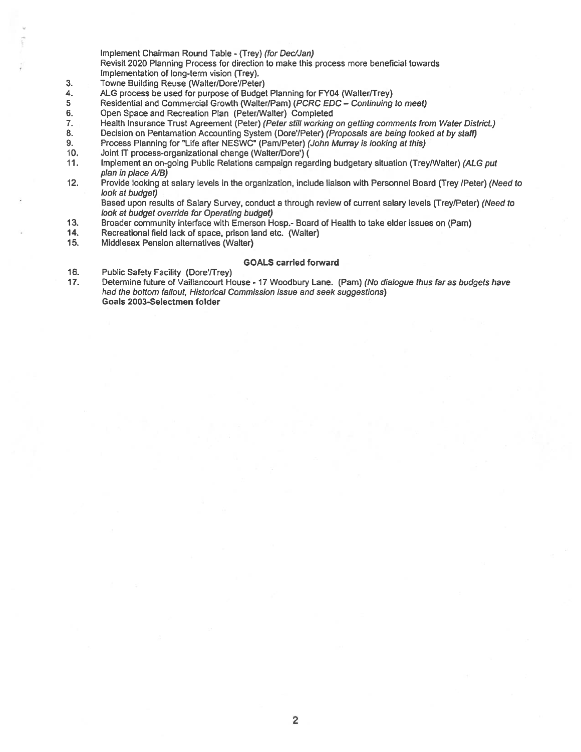Implement Chairman Round Table - (Trey) *(for Dec/Jan)*
Revisit 2020 Planning Process for direction to make this process more beneficial towards Implementation of long-term vision (Trey).

3. Towne Building Reuse (Walter/Dore'/Peter)
4. ALG process be used for purpose of Budget Planning for FY04 (Walter/Trey)
5 Residential and Commercial Growth (Walter/Pam) *(PCRC EDC – Continuing to meet)*
6. Open Space and Recreation Plan (Peter/Walter) Completed
7. Health Insurance Trust Agreement (Peter) *(Peter still working on getting comments from Water District.)*
8. Decision on Pentamation Accounting System (Dore'/Peter) *(Proposals are being looked at by staff)*
9. Process Planning for "Life after NESWC" (Pam/Peter) *(John Murray is looking at this)*
10. Joint IT process-organizational change (Walter/Dore') (
11. Implement an on-going Public Relations campaign regarding budgetary situation (Trey/Walter) *(ALG put plan in place A/B)*
12. Provide looking at salary levels in the organization, include liaison with Personnel Board (Trey /Peter) *(Need to look at budget)*
    Based upon results of Salary Survey, conduct a through review of current salary levels (Trey/Peter) *(Need to look at budget override for Operating budget)*
13. Broader community interface with Emerson Hosp.- Board of Health to take elder issues on (Pam)
14. Recreational field lack of space, prison land etc. (Walter)
15. Middlesex Pension alternatives (Walter)

**GOALS carried forward**

16. Public Safety Facility (Dore'/Trey)
17. Determine future of Vaillancourt House - 17 Woodbury Lane. (Pam) *(No dialogue thus far as budgets have had the bottom fallout, Historical Commission issue and seek suggestions)*

**Goals 2003-Selectmen folder**